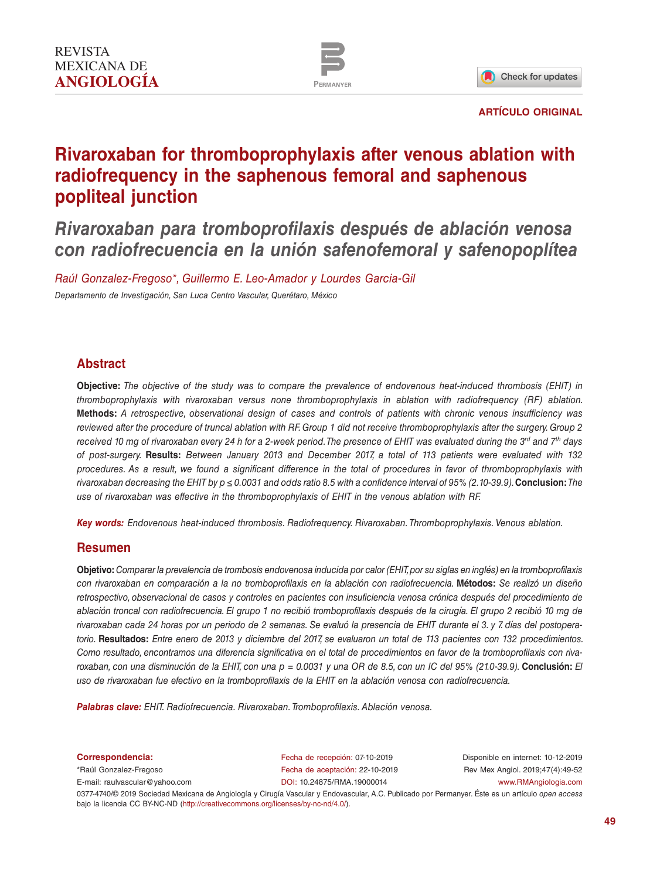REVISTA MEXICANA DE ANGIOLOGÍA

**ARTÍCULO ORIGINAL**

# Rivaroxaban for thromboprophylaxis after venous ablation with radiofrequency in the saphenous femoral and saphenous popliteal junction

## *Rivaroxaban para tromboprofilaxis después de ablación venosa con radiofrecuencia en la unión safenofemoral y safenopoplítea*

*Raúl Gonzalez-Fregoso\*, Guillermo E. Leo-Amador y Lourdes Garcia-Gil*

*Departamento de Investigación, San Luca Centro Vascular, Querétaro, México*

## Abstract

**Objective:** *The objective of the study was to compare the prevalence of endovenous heat-induced thrombosis (EHIT) in thromboprophylaxis with rivaroxaban versus none thromboprophylaxis in ablation with radiofrequency (RF) ablation.* **Methods:** *A retrospective, observational design of cases and controls of patients with chronic venous insufficiency was reviewed after the procedure of truncal ablation with RF. Group 1 did not receive thromboprophylaxis after the surgery. Group 2 received 10 mg of rivaroxaban every 24 h for a 2-week period. The presence of EHIT was evaluated during the 3rd and 7th days of post-surgery.* **Results:** *Between January 2013 and December 2017, a total of 113 patients were evaluated with 132 procedures. As a result, we found a significant difference in the total of procedures in favor of thromboprophylaxis with rivaroxaban decreasing the EHIT by $p \leq 0.0031$ and odds ratio 8.5 with a confidence interval of 95% (2.10-39.9).* **Conclusion:** *The use of rivaroxaban was effective in the thromboprophylaxis of EHIT in the venous ablation with RF.*

***Key words:*** *Endovenous heat-induced thrombosis. Radiofrequency. Rivaroxaban. Thromboprophylaxis. Venous ablation.*

## Resumen

**Objetivo:** *Comparar la prevalencia de trombosis endovenosa inducida por calor (EHIT, por su siglas en inglés) en la tromboprofilaxis con rivaroxaban en comparación a la no tromboprofilaxis en la ablación con radiofrecuencia.* **Métodos:** *Se realizó un diseño retrospectivo, observacional de casos y controles en pacientes con insuficiencia venosa crónica después del procedimiento de ablación troncal con radiofrecuencia. El grupo 1 no recibió tromboprofilaxis después de la cirugía. El grupo 2 recibió 10 mg de rivaroxaban cada 24 horas por un periodo de 2 semanas. Se evaluó la presencia de EHIT durante el 3. y 7. días del postoperatorio.* **Resultados:** *Entre enero de 2013 y diciembre del 2017, se evaluaron un total de 113 pacientes con 132 procedimientos. Como resultado, encontramos una diferencia significativa en el total de procedimientos en favor de la tromboprofilaxis con rivaroxaban, con una disminución de la EHIT, con una $p = 0.0031$ y una OR de 8.5, con un IC del 95% (21.0-39.9).* **Conclusión:** *El uso de rivaroxaban fue efectivo en la tromboprofilaxis de la EHIT en la ablación venosa con radiofrecuencia.*

***Palabras clave:*** *EHIT. Radiofrecuencia. Rivaroxaban. Tromboprofilaxis. Ablación venosa.*

**Correspondencia:**
\*Raúl Gonzalez-Fregoso
E-mail: raulvascular@yahoo.com

Fecha de recepción: 07-10-2019
Fecha de aceptación: 22-10-2019
DOI: 10.24875/RMA.19000014

Disponible en internet: 10-12-2019
Rev Mex Angiol. 2019;47(4):49-52
www.RMAngiologia.com

0377-4740/© 2019 Sociedad Mexicana de Angiología y Cirugía Vascular y Endovascular, A.C. Publicado por Permanyer. Éste es un artículo *open access* bajo la licencia CC BY-NC-ND (http://creativecommons.org/licenses/by-nc-nd/4.0/).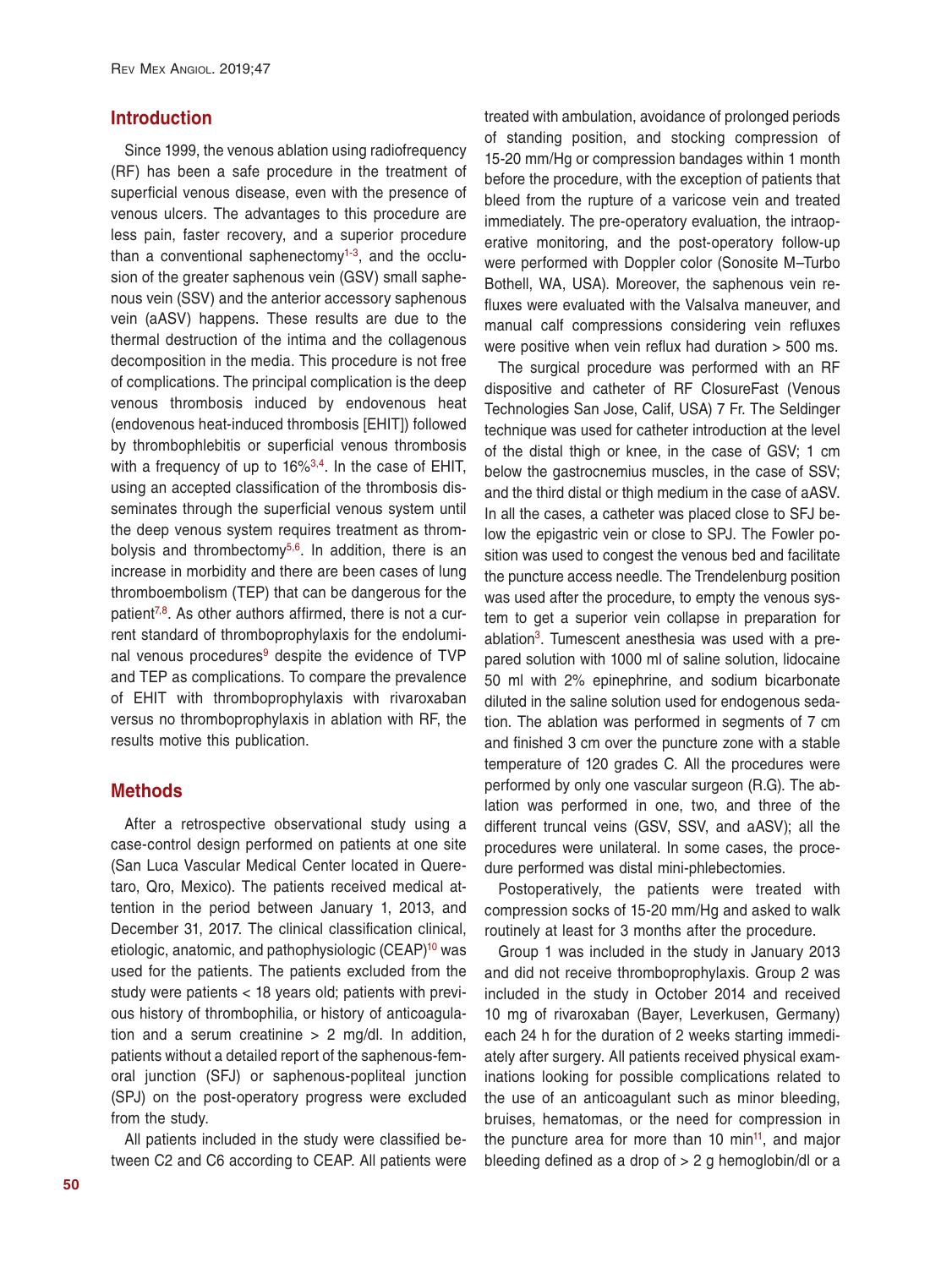## Introduction

Since 1999, the venous ablation using radiofrequency (RF) has been a safe procedure in the treatment of superficial venous disease, even with the presence of venous ulcers. The advantages to this procedure are less pain, faster recovery, and a superior procedure than a conventional saphenectomy[1-3], and the occlusion of the greater saphenous vein (GSV) small saphenous vein (SSV) and the anterior accessory saphenous vein (aASV) happens. These results are due to the thermal destruction of the intima and the collagenous decomposition in the media. This procedure is not free of complications. The principal complication is the deep venous thrombosis induced by endovenous heat (endovenous heat-induced thrombosis [EHIT]) followed by thrombophlebitis or superficial venous thrombosis with a frequency of up to 16%[3,4]. In the case of EHIT, using an accepted classification of the thrombosis disseminates through the superficial venous system until the deep venous system requires treatment as thrombolysis and thrombectomy[5,6]. In addition, there is an increase in morbidity and there are been cases of lung thromboembolism (TEP) that can be dangerous for the patient[7,8]. As other authors affirmed, there is not a current standard of thromboprophylaxis for the endoluminal venous procedures[9] despite the evidence of TVP and TEP as complications. To compare the prevalence of EHIT with thromboprophylaxis with rivaroxaban versus no thromboprophylaxis in ablation with RF, the results motive this publication.

## Methods

After a retrospective observational study using a case-control design performed on patients at one site (San Luca Vascular Medical Center located in Queretaro, Qro, Mexico). The patients received medical attention in the period between January 1, 2013, and December 31, 2017. The clinical classification clinical, etiologic, anatomic, and pathophysiologic (CEAP)[10] was used for the patients. The patients excluded from the study were patients < 18 years old; patients with previous history of thrombophilia, or history of anticoagulation and a serum creatinine > 2 mg/dl. In addition, patients without a detailed report of the saphenous-femoral junction (SFJ) or saphenous-popliteal junction (SPJ) on the post-operatory progress were excluded from the study.

All patients included in the study were classified between C2 and C6 according to CEAP. All patients were treated with ambulation, avoidance of prolonged periods of standing position, and stocking compression of 15-20 mm/Hg or compression bandages within 1 month before the procedure, with the exception of patients that bleed from the rupture of a varicose vein and treated immediately. The pre-operatory evaluation, the intraoperative monitoring, and the post-operatory follow-up were performed with Doppler color (Sonosite M–Turbo Bothell, WA, USA). Moreover, the saphenous vein refluxes were evaluated with the Valsalva maneuver, and manual calf compressions considering vein refluxes were positive when vein reflux had duration > 500 ms.

The surgical procedure was performed with an RF dispositive and catheter of RF ClosureFast (Venous Technologies San Jose, Calif, USA) 7 Fr. The Seldinger technique was used for catheter introduction at the level of the distal thigh or knee, in the case of GSV; 1 cm below the gastrocnemius muscles, in the case of SSV; and the third distal or thigh medium in the case of aASV. In all the cases, a catheter was placed close to SFJ below the epigastric vein or close to SPJ. The Fowler position was used to congest the venous bed and facilitate the puncture access needle. The Trendelenburg position was used after the procedure, to empty the venous system to get a superior vein collapse in preparation for ablation[3]. Tumescent anesthesia was used with a prepared solution with 1000 ml of saline solution, lidocaine 50 ml with 2% epinephrine, and sodium bicarbonate diluted in the saline solution used for endogenous sedation. The ablation was performed in segments of 7 cm and finished 3 cm over the puncture zone with a stable temperature of 120 grades C. All the procedures were performed by only one vascular surgeon (R.G). The ablation was performed in one, two, and three of the different truncal veins (GSV, SSV, and aASV); all the procedures were unilateral. In some cases, the procedure performed was distal mini-phlebectomies.

Postoperatively, the patients were treated with compression socks of 15-20 mm/Hg and asked to walk routinely at least for 3 months after the procedure.

Group 1 was included in the study in January 2013 and did not receive thromboprophylaxis. Group 2 was included in the study in October 2014 and received 10 mg of rivaroxaban (Bayer, Leverkusen, Germany) each 24 h for the duration of 2 weeks starting immediately after surgery. All patients received physical examinations looking for possible complications related to the use of an anticoagulant such as minor bleeding, bruises, hematomas, or the need for compression in the puncture area for more than 10 min[11], and major bleeding defined as a drop of > 2 g hemoglobin/dl or a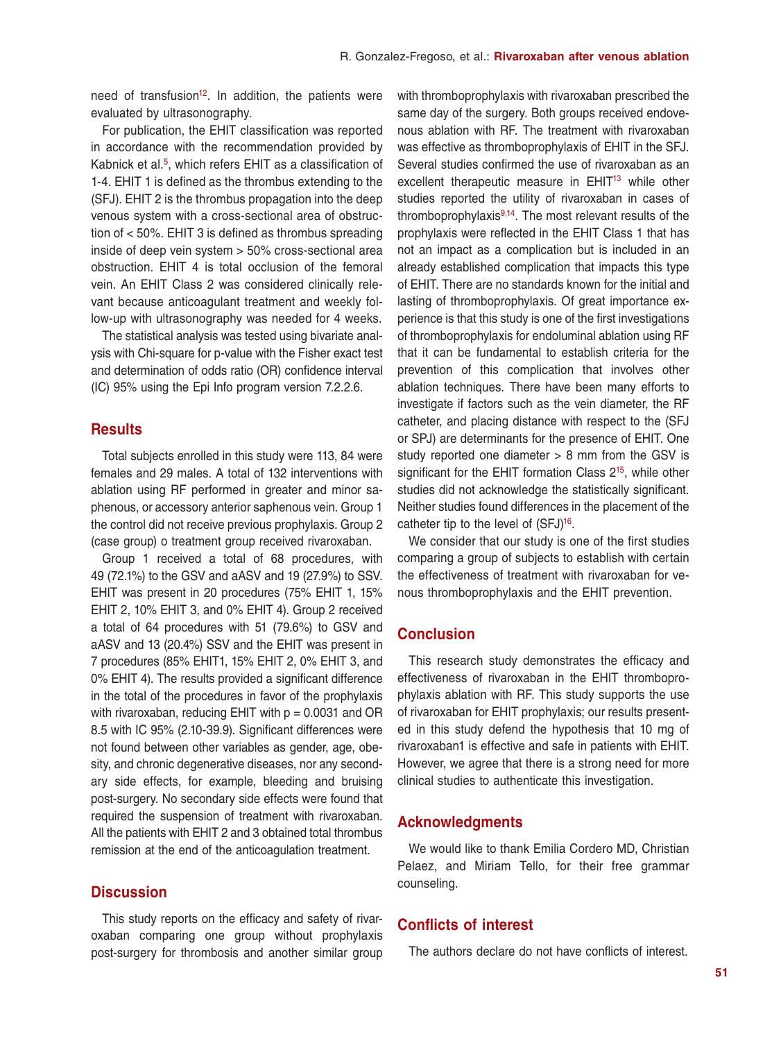need of transfusion[12]. In addition, the patients were evaluated by ultrasonography.

For publication, the EHIT classification was reported in accordance with the recommendation provided by Kabnick et al.[5], which refers EHIT as a classification of 1-4. EHIT 1 is defined as the thrombus extending to the (SFJ). EHIT 2 is the thrombus propagation into the deep venous system with a cross-sectional area of obstruction of < 50%. EHIT 3 is defined as thrombus spreading inside of deep vein system > 50% cross-sectional area obstruction. EHIT 4 is total occlusion of the femoral vein. An EHIT Class 2 was considered clinically relevant because anticoagulant treatment and weekly follow-up with ultrasonography was needed for 4 weeks.

The statistical analysis was tested using bivariate analysis with Chi-square for p-value with the Fisher exact test and determination of odds ratio (OR) confidence interval (IC) 95% using the Epi Info program version 7.2.2.6.

## Results

Total subjects enrolled in this study were 113, 84 were females and 29 males. A total of 132 interventions with ablation using RF performed in greater and minor saphenous, or accessory anterior saphenous vein. Group 1 the control did not receive previous prophylaxis. Group 2 (case group) o treatment group received rivaroxaban.

Group 1 received a total of 68 procedures, with 49 (72.1%) to the GSV and aASV and 19 (27.9%) to SSV. EHIT was present in 20 procedures (75% EHIT 1, 15% EHIT 2, 10% EHIT 3, and 0% EHIT 4). Group 2 received a total of 64 procedures with 51 (79.6%) to GSV and aASV and 13 (20.4%) SSV and the EHIT was present in 7 procedures (85% EHIT1, 15% EHIT 2, 0% EHIT 3, and 0% EHIT 4). The results provided a significant difference in the total of the procedures in favor of the prophylaxis with rivaroxaban, reducing EHIT with $p = 0.0031$ and OR 8.5 with IC 95% (2.10-39.9). Significant differences were not found between other variables as gender, age, obesity, and chronic degenerative diseases, nor any secondary side effects, for example, bleeding and bruising post-surgery. No secondary side effects were found that required the suspension of treatment with rivaroxaban. All the patients with EHIT 2 and 3 obtained total thrombus remission at the end of the anticoagulation treatment.

## Discussion

This study reports on the efficacy and safety of rivaroxaban comparing one group without prophylaxis post-surgery for thrombosis and another similar group with thromboprophylaxis with rivaroxaban prescribed the same day of the surgery. Both groups received endovenous ablation with RF. The treatment with rivaroxaban was effective as thromboprophylaxis of EHIT in the SFJ. Several studies confirmed the use of rivaroxaban as an excellent therapeutic measure in EHIT[13] while other studies reported the utility of rivaroxaban in cases of thromboprophylaxis[9,14]. The most relevant results of the prophylaxis were reflected in the EHIT Class 1 that has not an impact as a complication but is included in an already established complication that impacts this type of EHIT. There are no standards known for the initial and lasting of thromboprophylaxis. Of great importance experience is that this study is one of the first investigations of thromboprophylaxis for endoluminal ablation using RF that it can be fundamental to establish criteria for the prevention of this complication that involves other ablation techniques. There have been many efforts to investigate if factors such as the vein diameter, the RF catheter, and placing distance with respect to the (SFJ or SPJ) are determinants for the presence of EHIT. One study reported one diameter > 8 mm from the GSV is significant for the EHIT formation Class 2[15], while other studies did not acknowledge the statistically significant. Neither studies found differences in the placement of the catheter tip to the level of (SFJ)[16].

We consider that our study is one of the first studies comparing a group of subjects to establish with certain the effectiveness of treatment with rivaroxaban for venous thromboprophylaxis and the EHIT prevention.

## Conclusion

This research study demonstrates the efficacy and effectiveness of rivaroxaban in the EHIT thromboprophylaxis ablation with RF. This study supports the use of rivaroxaban for EHIT prophylaxis; our results presented in this study defend the hypothesis that 10 mg of rivaroxaban1 is effective and safe in patients with EHIT. However, we agree that there is a strong need for more clinical studies to authenticate this investigation.

## Acknowledgments

We would like to thank Emilia Cordero MD, Christian Pelaez, and Miriam Tello, for their free grammar counseling.

## Conflicts of interest

The authors declare do not have conflicts of interest.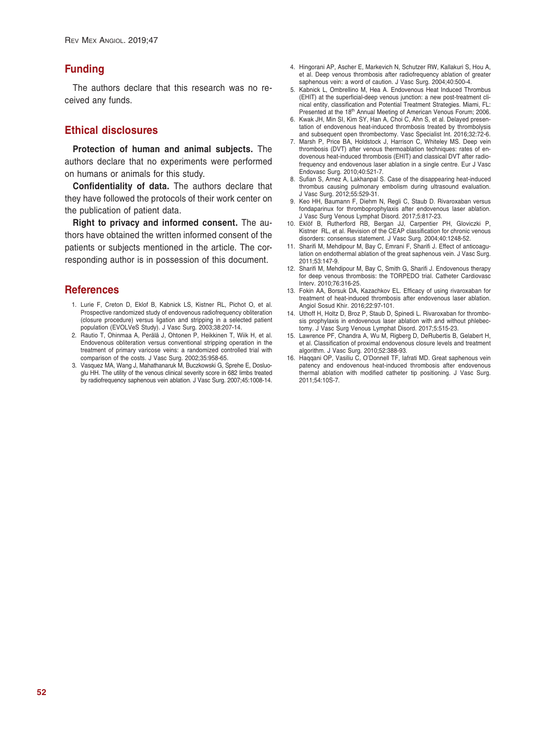## Funding

The authors declare that this research was no received any funds.

## Ethical disclosures

**Protection of human and animal subjects.** The authors declare that no experiments were performed on humans or animals for this study.

**Confidentiality of data.** The authors declare that they have followed the protocols of their work center on the publication of patient data.

**Right to privacy and informed consent.** The authors have obtained the written informed consent of the patients or subjects mentioned in the article. The corresponding author is in possession of this document.

## References

1. Lurie F, Creton D, Eklof B, Kabnick LS, Kistner RL, Pichot O, et al. Prospective randomized study of endovenous radiofrequency obliteration (closure procedure) versus ligation and stripping in a selected patient population (EVOLVeS Study). J Vasc Surg. 2003;38:207-14.
2. Rautio T, Ohinmaa A, Perälä J, Ohtonen P, Heikkinen T, Wiik H, et al. Endovenous obliteration versus conventional stripping operation in the treatment of primary varicose veins: a randomized controlled trial with comparison of the costs. J Vasc Surg. 2002;35:958-65.
3. Vasquez MA, Wang J, Mahathanaruk M, Buczkowski G, Sprehe E, Dosluoglu HH. The utility of the venous clinical severity score in 682 limbs treated by radiofrequency saphenous vein ablation. J Vasc Surg. 2007;45:1008-14.
4. Hingorani AP, Ascher E, Markevich N, Schutzer RW, Kallakuri S, Hou A, et al. Deep venous thrombosis after radiofrequency ablation of greater saphenous vein: a word of caution. J Vasc Surg. 2004;40:500-4.
5. Kabnick L, Ombrellino M, Hea A. Endovenous Heat Induced Thrombus (EHIT) at the superficial-deep venous junction: a new post-treatment clinical entity, classification and Potential Treatment Strategies. Miami, FL: Presented at the 18th Annual Meeting of American Venous Forum; 2006.
6. Kwak JH, Min SI, Kim SY, Han A, Choi C, Ahn S, et al. Delayed presentation of endovenous heat-induced thrombosis treated by thrombolysis and subsequent open thrombectomy. Vasc Specialist Int. 2016;32:72-6.
7. Marsh P, Price BA, Holdstock J, Harrison C, Whiteley MS. Deep vein thrombosis (DVT) after venous thermoablation techniques: rates of endovenous heat-induced thrombosis (EHIT) and classical DVT after radiofrequency and endovenous laser ablation in a single centre. Eur J Vasc Endovasc Surg. 2010;40:521-7.
8. Sufian S, Arnez A, Lakhanpal S. Case of the disappearing heat-induced thrombus causing pulmonary embolism during ultrasound evaluation. J Vasc Surg. 2012;55:529-31.
9. Keo HH, Baumann F, Diehm N, Regli C, Staub D. Rivaroxaban versus fondaparinux for thromboprophylaxis after endovenous laser ablation. J Vasc Surg Venous Lymphat Disord. 2017;5:817-23.
10. Eklöf B, Rutherford RB, Bergan JJ, Carpentier PH, Gloviczki P, Kistner RL, et al. Revision of the CEAP classification for chronic venous disorders: consensus statement. J Vasc Surg. 2004;40:1248-52.
11. Sharifi M, Mehdipour M, Bay C, Emrani F, Sharifi J. Effect of anticoagulation on endothermal ablation of the great saphenous vein. J Vasc Surg. 2011;53:147-9.
12. Sharifi M, Mehdipour M, Bay C, Smith G, Sharifi J. Endovenous therapy for deep venous thrombosis: the TORPEDO trial. Catheter Cardiovasc Interv. 2010;76:316-25.
13. Fokin AA, Borsuk DA, Kazachkov EL. Efficacy of using rivaroxaban for treatment of heat-induced thrombosis after endovenous laser ablation. Angiol Sosud Khir. 2016;22:97-101.
14. Uthoff H, Holtz D, Broz P, Staub D, Spinedi L. Rivaroxaban for thrombosis prophylaxis in endovenous laser ablation with and without phlebectomy. J Vasc Surg Venous Lymphat Disord. 2017;5:515-23.
15. Lawrence PF, Chandra A, Wu M, Rigberg D, DeRubertis B, Gelabert H, et al. Classification of proximal endovenous closure levels and treatment algorithm. J Vasc Surg. 2010;52:388-93.
16. Haqqani OP, Vasiliu C, O'Donnell TF, Iafrati MD. Great saphenous vein patency and endovenous heat-induced thrombosis after endovenous thermal ablation with modified catheter tip positioning. J Vasc Surg. 2011;54:10S-7.